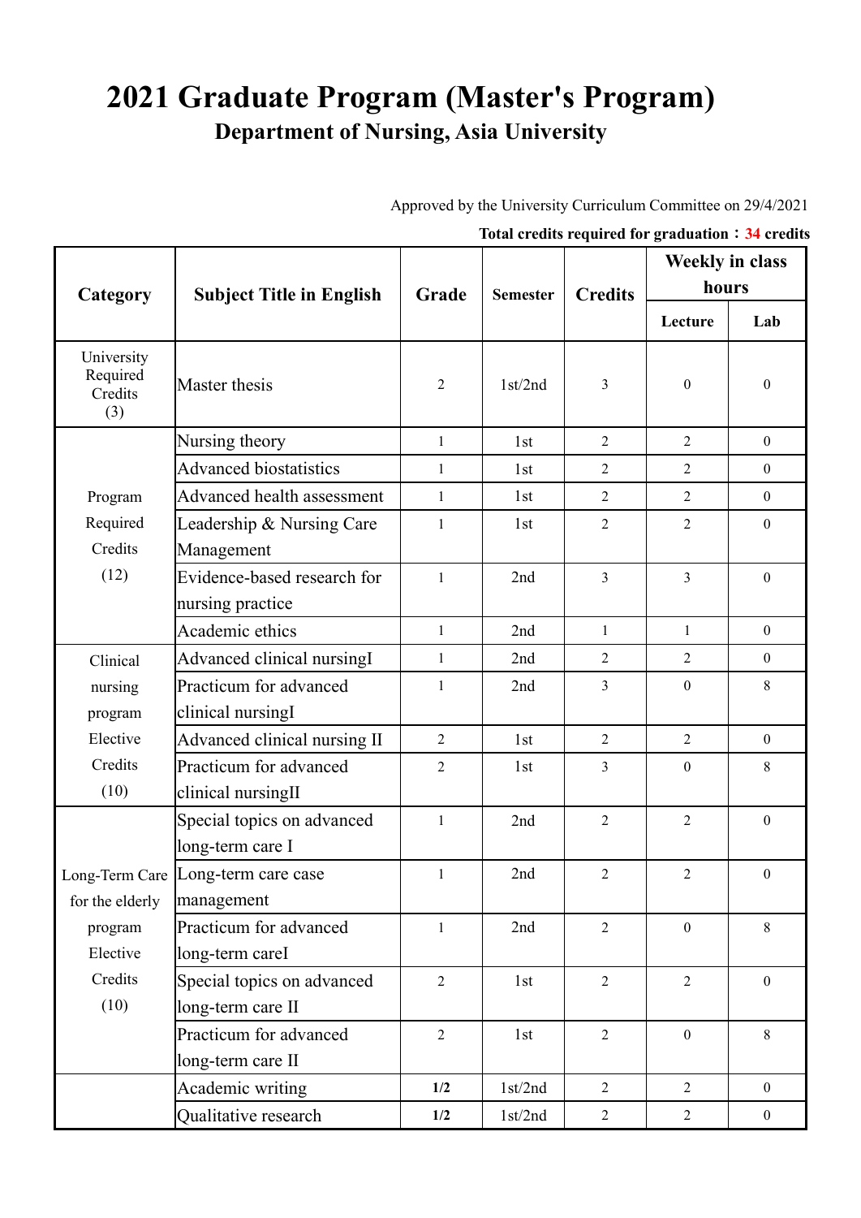# 2021 Graduate Program (Master's Program)

## Department of Nursing, Asia University

Approved by the University Curriculum Committee on 29/4/2021

**Total credits required for graduation：34 credits**

| Category | Subject Title in English | Grade | Semester | Credits | Weekly in class hours | |
|---|---|---|---|---|---|---|
| | | | | | Lecture | Lab |
| University Required Credits (3) | Master thesis | 2 | 1st/2nd | 3 | 0 | 0 |
| Program Required Credits (12) | Nursing theory | 1 | 1st | 2 | 2 | 0 |
| | Advanced biostatistics | 1 | 1st | 2 | 2 | 0 |
| | Advanced health assessment | 1 | 1st | 2 | 2 | 0 |
| | Leadership & Nursing Care Management | 1 | 1st | 2 | 2 | 0 |
| | Evidence-based research for nursing practice | 1 | 2nd | 3 | 3 | 0 |
| | Academic ethics | 1 | 2nd | 1 | 1 | 0 |
| Clinical nursing program Elective Credits (10) | Advanced clinical nursingI | 1 | 2nd | 2 | 2 | 0 |
| | Practicum for advanced clinical nursingI | 1 | 2nd | 3 | 0 | 8 |
| | Advanced clinical nursing II | 2 | 1st | 2 | 2 | 0 |
| | Practicum for advanced clinical nursingII | 2 | 1st | 3 | 0 | 8 |
| Long-Term Care for the elderly program Elective Credits (10) | Special topics on advanced long-term care I | 1 | 2nd | 2 | 2 | 0 |
| | Long-term care case management | 1 | 2nd | 2 | 2 | 0 |
| | Practicum for advanced long-term careI | 1 | 2nd | 2 | 0 | 8 |
| | Special topics on advanced long-term care II | 2 | 1st | 2 | 2 | 0 |
| | Practicum for advanced long-term care II | 2 | 1st | 2 | 0 | 8 |
| | Academic writing | **1/2** | 1st/2nd | 2 | 2 | 0 |
| | Qualitative research | **1/2** | 1st/2nd | 2 | 2 | 0 |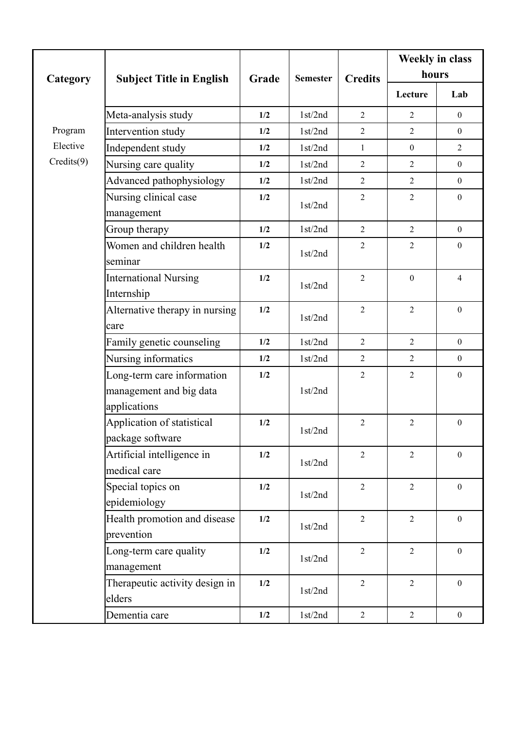| Category | Subject Title in English | Grade | Semester | Credits | Weekly in class hours | |
|---|---|---|---|---|---|---|
| | | | | | Lecture | Lab |
| Program Elective Credits(9) | Meta-analysis study | **1/2** | 1st/2nd | 2 | 2 | 0 |
| | Intervention study | **1/2** | 1st/2nd | 2 | 2 | 0 |
| | Independent study | **1/2** | 1st/2nd | 1 | 0 | 2 |
| | Nursing care quality | **1/2** | 1st/2nd | 2 | 2 | 0 |
| | Advanced pathophysiology | **1/2** | 1st/2nd | 2 | 2 | 0 |
| | Nursing clinical case management | **1/2** | 1st/2nd | 2 | 2 | 0 |
| | Group therapy | **1/2** | 1st/2nd | 2 | 2 | 0 |
| | Women and children health seminar | **1/2** | 1st/2nd | 2 | 2 | 0 |
| | International Nursing Internship | **1/2** | 1st/2nd | 2 | 0 | 4 |
| | Alternative therapy in nursing care | **1/2** | 1st/2nd | 2 | 2 | 0 |
| | Family genetic counseling | **1/2** | 1st/2nd | 2 | 2 | 0 |
| | Nursing informatics | **1/2** | 1st/2nd | 2 | 2 | 0 |
| | Long-term care information management and big data applications | **1/2** | 1st/2nd | 2 | 2 | 0 |
| | Application of statistical package software | **1/2** | 1st/2nd | 2 | 2 | 0 |
| | Artificial intelligence in medical care | **1/2** | 1st/2nd | 2 | 2 | 0 |
| | Special topics on epidemiology | **1/2** | 1st/2nd | 2 | 2 | 0 |
| | Health promotion and disease prevention | **1/2** | 1st/2nd | 2 | 2 | 0 |
| | Long-term care quality management | **1/2** | 1st/2nd | 2 | 2 | 0 |
| | Therapeutic activity design in elders | **1/2** | 1st/2nd | 2 | 2 | 0 |
| | Dementia care | **1/2** | 1st/2nd | 2 | 2 | 0 |